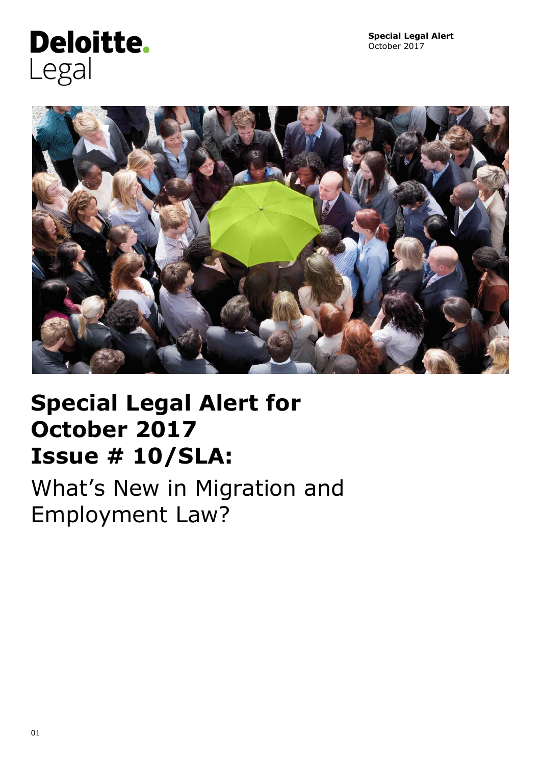Deloitte.
Legal

**Special Legal Alert**
October 2017

# Special Legal Alert for October 2017 Issue # 10/SLA:

## What's New in Migration and Employment Law?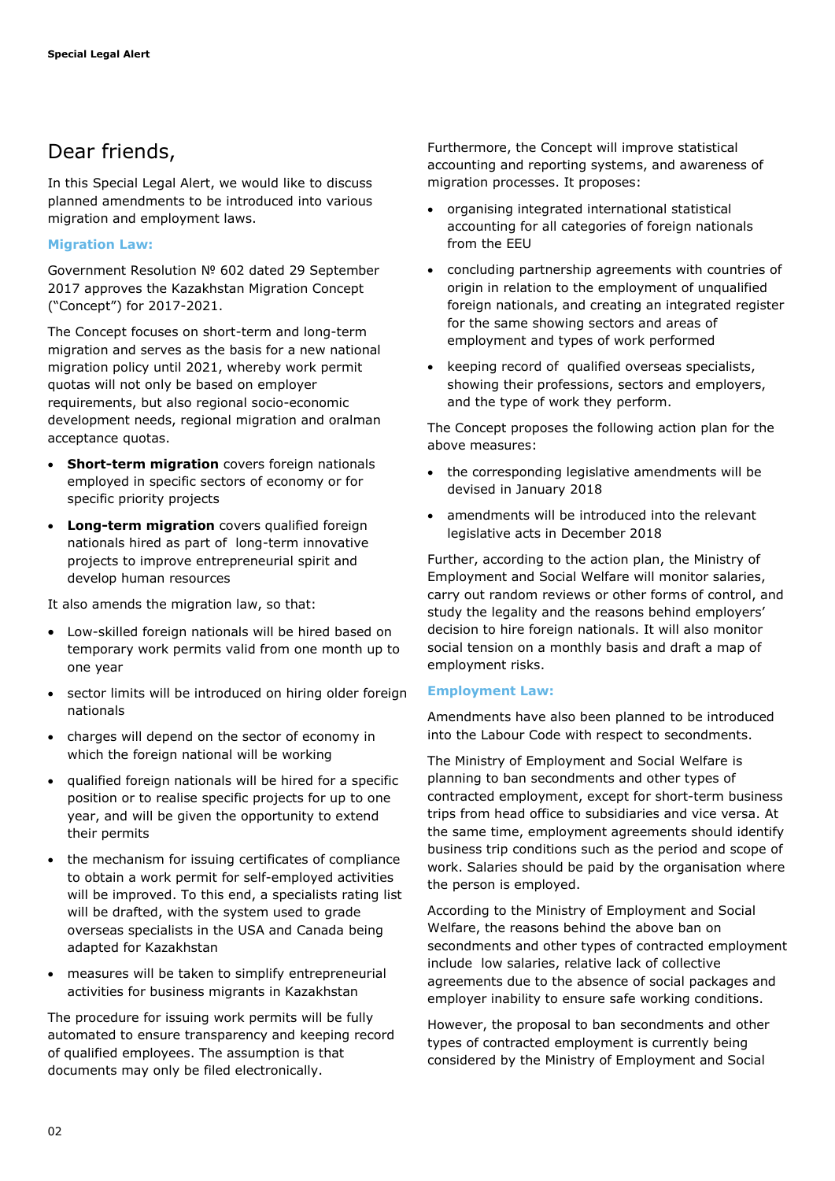# Dear friends,

In this Special Legal Alert, we would like to discuss planned amendments to be introduced into various migration and employment laws.

## Migration Law:

Government Resolution № 602 dated 29 September 2017 approves the Kazakhstan Migration Concept ("Concept") for 2017-2021.

The Concept focuses on short-term and long-term migration and serves as the basis for a new national migration policy until 2021, whereby work permit quotas will not only be based on employer requirements, but also regional socio-economic development needs, regional migration and oralman acceptance quotas.

- **Short-term migration** covers foreign nationals employed in specific sectors of economy or for specific priority projects
- **Long-term migration** covers qualified foreign nationals hired as part of long-term innovative projects to improve entrepreneurial spirit and develop human resources

It also amends the migration law, so that:

- Low-skilled foreign nationals will be hired based on temporary work permits valid from one month up to one year
- sector limits will be introduced on hiring older foreign nationals
- charges will depend on the sector of economy in which the foreign national will be working
- qualified foreign nationals will be hired for a specific position or to realise specific projects for up to one year, and will be given the opportunity to extend their permits
- the mechanism for issuing certificates of compliance to obtain a work permit for self-employed activities will be improved. To this end, a specialists rating list will be drafted, with the system used to grade overseas specialists in the USA and Canada being adapted for Kazakhstan
- measures will be taken to simplify entrepreneurial activities for business migrants in Kazakhstan

The procedure for issuing work permits will be fully automated to ensure transparency and keeping record of qualified employees. The assumption is that documents may only be filed electronically.

Furthermore, the Concept will improve statistical accounting and reporting systems, and awareness of migration processes. It proposes:

- organising integrated international statistical accounting for all categories of foreign nationals from the EEU
- concluding partnership agreements with countries of origin in relation to the employment of unqualified foreign nationals, and creating an integrated register for the same showing sectors and areas of employment and types of work performed
- keeping record of qualified overseas specialists, showing their professions, sectors and employers, and the type of work they perform.

The Concept proposes the following action plan for the above measures:

- the corresponding legislative amendments will be devised in January 2018
- amendments will be introduced into the relevant legislative acts in December 2018

Further, according to the action plan, the Ministry of Employment and Social Welfare will monitor salaries, carry out random reviews or other forms of control, and study the legality and the reasons behind employers' decision to hire foreign nationals. It will also monitor social tension on a monthly basis and draft a map of employment risks.

## Employment Law:

Amendments have also been planned to be introduced into the Labour Code with respect to secondments.

The Ministry of Employment and Social Welfare is planning to ban secondments and other types of contracted employment, except for short-term business trips from head office to subsidiaries and vice versa. At the same time, employment agreements should identify business trip conditions such as the period and scope of work. Salaries should be paid by the organisation where the person is employed.

According to the Ministry of Employment and Social Welfare, the reasons behind the above ban on secondments and other types of contracted employment include low salaries, relative lack of collective agreements due to the absence of social packages and employer inability to ensure safe working conditions.

However, the proposal to ban secondments and other types of contracted employment is currently being considered by the Ministry of Employment and Social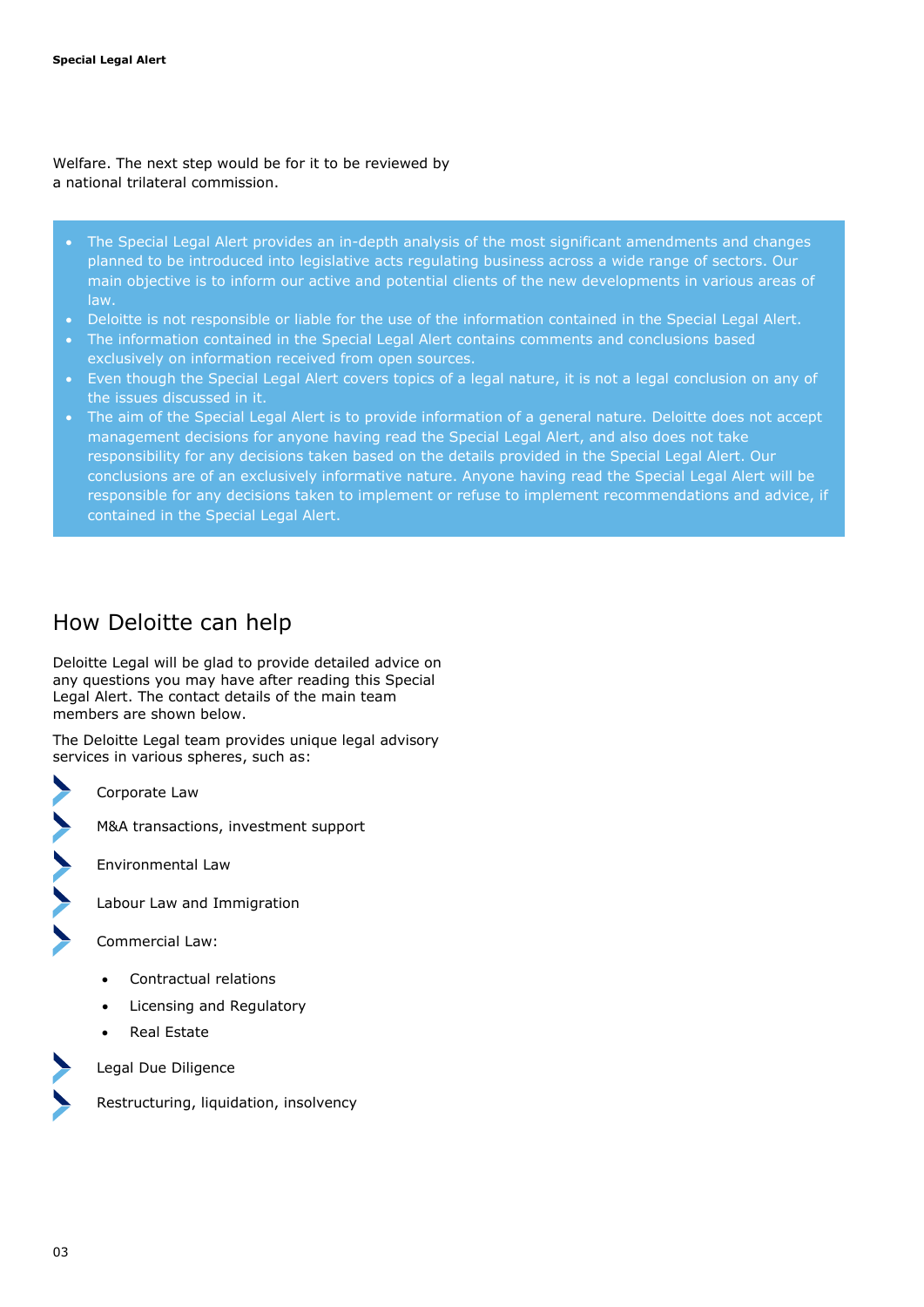Welfare. The next step would be for it to be reviewed by a national trilateral commission.

- The Special Legal Alert provides an in-depth analysis of the most significant amendments and changes planned to be introduced into legislative acts regulating business across a wide range of sectors. Our main objective is to inform our active and potential clients of the new developments in various areas of law.
- Deloitte is not responsible or liable for the use of the information contained in the Special Legal Alert.
- The information contained in the Special Legal Alert contains comments and conclusions based exclusively on information received from open sources.
- Even though the Special Legal Alert covers topics of a legal nature, it is not a legal conclusion on any of the issues discussed in it.
- The aim of the Special Legal Alert is to provide information of a general nature. Deloitte does not accept management decisions for anyone having read the Special Legal Alert, and also does not take responsibility for any decisions taken based on the details provided in the Special Legal Alert. Our conclusions are of an exclusively informative nature. Anyone having read the Special Legal Alert will be responsible for any decisions taken to implement or refuse to implement recommendations and advice, if contained in the Special Legal Alert.

## How Deloitte can help

Deloitte Legal will be glad to provide detailed advice on any questions you may have after reading this Special Legal Alert. The contact details of the main team members are shown below.

The Deloitte Legal team provides unique legal advisory services in various spheres, such as:

- Corporate Law
- M&A transactions, investment support
- Environmental Law
- Labour Law and Immigration
- Commercial Law:
  - Contractual relations
  - Licensing and Regulatory
  - Real Estate
- Legal Due Diligence
- Restructuring, liquidation, insolvency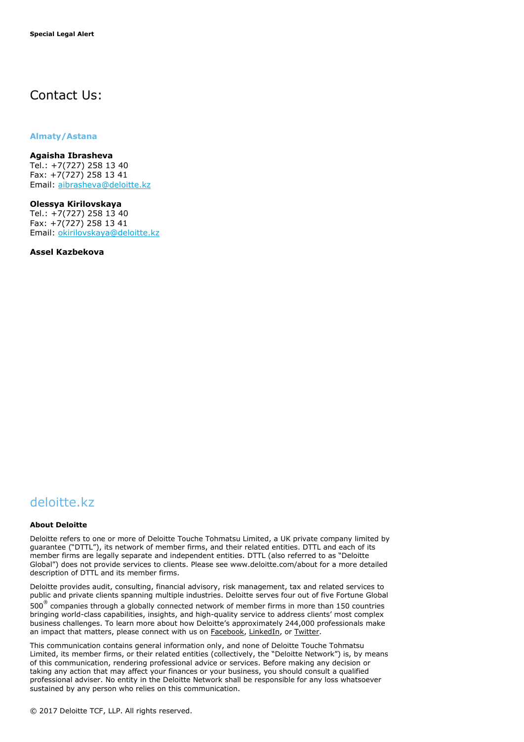## Contact Us:

### Almaty/Astana

**Agaisha Ibrasheva**
Tel.: +7(727) 258 13 40
Fax: +7(727) 258 13 41
Email: aibrasheva@deloitte.kz

**Olessya Kirilovskaya**
Tel.: +7(727) 258 13 40
Fax: +7(727) 258 13 41
Email: okirilovskaya@deloitte.kz

**Assel Kazbekova**

deloitte.kz

**About Deloitte**

Deloitte refers to one or more of Deloitte Touche Tohmatsu Limited, a UK private company limited by guarantee ("DTTL"), its network of member firms, and their related entities. DTTL and each of its member firms are legally separate and independent entities. DTTL (also referred to as "Deloitte Global") does not provide services to clients. Please see www.deloitte.com/about for a more detailed description of DTTL and its member firms.

Deloitte provides audit, consulting, financial advisory, risk management, tax and related services to public and private clients spanning multiple industries. Deloitte serves four out of five Fortune Global 500® companies through a globally connected network of member firms in more than 150 countries bringing world-class capabilities, insights, and high-quality service to address clients' most complex business challenges. To learn more about how Deloitte's approximately 244,000 professionals make an impact that matters, please connect with us on Facebook, LinkedIn, or Twitter.

This communication contains general information only, and none of Deloitte Touche Tohmatsu Limited, its member firms, or their related entities (collectively, the "Deloitte Network") is, by means of this communication, rendering professional advice or services. Before making any decision or taking any action that may affect your finances or your business, you should consult a qualified professional adviser. No entity in the Deloitte Network shall be responsible for any loss whatsoever sustained by any person who relies on this communication.

© 2017 Deloitte TCF, LLP. All rights reserved.